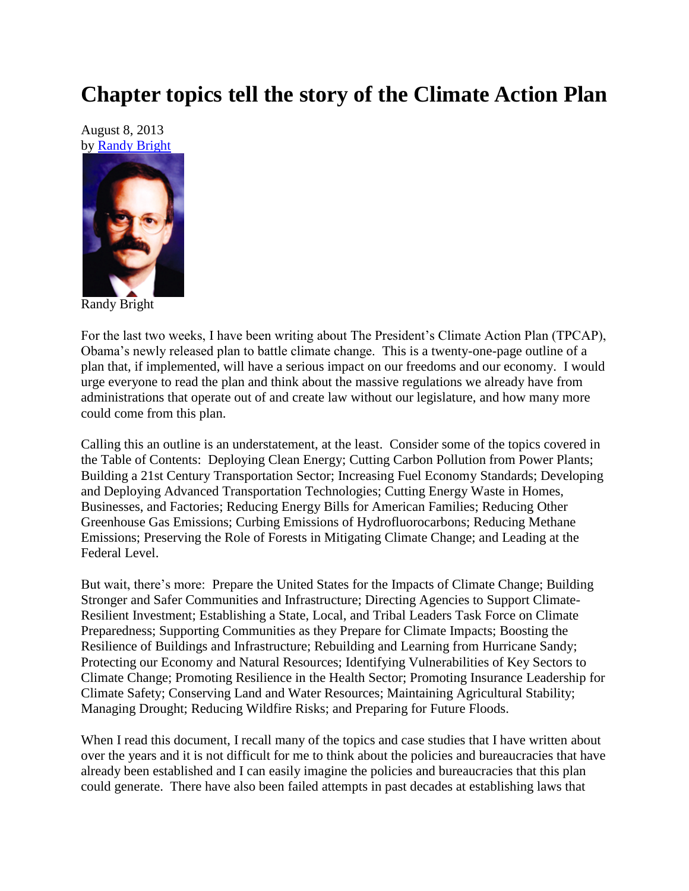# Chapter topics tell the story of the Climate Action Plan

August 8, 2013
by Randy Bright

Randy Bright

For the last two weeks, I have been writing about The President's Climate Action Plan (TPCAP), Obama's newly released plan to battle climate change. This is a twenty-one-page outline of a plan that, if implemented, will have a serious impact on our freedoms and our economy. I would urge everyone to read the plan and think about the massive regulations we already have from administrations that operate out of and create law without our legislature, and how many more could come from this plan.

Calling this an outline is an understatement, at the least. Consider some of the topics covered in the Table of Contents: Deploying Clean Energy; Cutting Carbon Pollution from Power Plants; Building a 21st Century Transportation Sector; Increasing Fuel Economy Standards; Developing and Deploying Advanced Transportation Technologies; Cutting Energy Waste in Homes, Businesses, and Factories; Reducing Energy Bills for American Families; Reducing Other Greenhouse Gas Emissions; Curbing Emissions of Hydrofluorocarbons; Reducing Methane Emissions; Preserving the Role of Forests in Mitigating Climate Change; and Leading at the Federal Level.

But wait, there's more: Prepare the United States for the Impacts of Climate Change; Building Stronger and Safer Communities and Infrastructure; Directing Agencies to Support Climate-Resilient Investment; Establishing a State, Local, and Tribal Leaders Task Force on Climate Preparedness; Supporting Communities as they Prepare for Climate Impacts; Boosting the Resilience of Buildings and Infrastructure; Rebuilding and Learning from Hurricane Sandy; Protecting our Economy and Natural Resources; Identifying Vulnerabilities of Key Sectors to Climate Change; Promoting Resilience in the Health Sector; Promoting Insurance Leadership for Climate Safety; Conserving Land and Water Resources; Maintaining Agricultural Stability; Managing Drought; Reducing Wildfire Risks; and Preparing for Future Floods.

When I read this document, I recall many of the topics and case studies that I have written about over the years and it is not difficult for me to think about the policies and bureaucracies that have already been established and I can easily imagine the policies and bureaucracies that this plan could generate. There have also been failed attempts in past decades at establishing laws that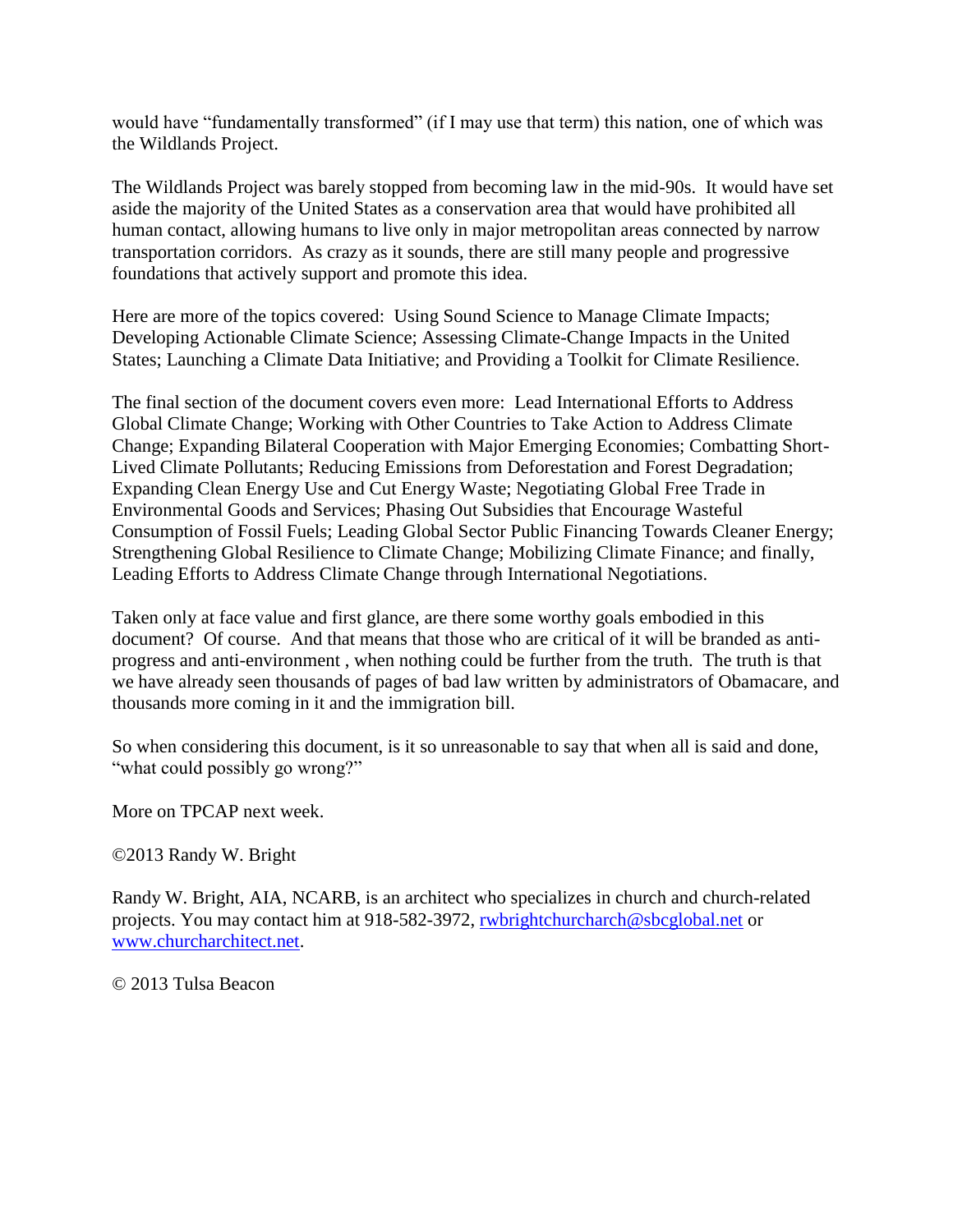would have "fundamentally transformed" (if I may use that term) this nation, one of which was the Wildlands Project.

The Wildlands Project was barely stopped from becoming law in the mid-90s. It would have set aside the majority of the United States as a conservation area that would have prohibited all human contact, allowing humans to live only in major metropolitan areas connected by narrow transportation corridors. As crazy as it sounds, there are still many people and progressive foundations that actively support and promote this idea.

Here are more of the topics covered: Using Sound Science to Manage Climate Impacts; Developing Actionable Climate Science; Assessing Climate-Change Impacts in the United States; Launching a Climate Data Initiative; and Providing a Toolkit for Climate Resilience.

The final section of the document covers even more: Lead International Efforts to Address Global Climate Change; Working with Other Countries to Take Action to Address Climate Change; Expanding Bilateral Cooperation with Major Emerging Economies; Combatting Short-Lived Climate Pollutants; Reducing Emissions from Deforestation and Forest Degradation; Expanding Clean Energy Use and Cut Energy Waste; Negotiating Global Free Trade in Environmental Goods and Services; Phasing Out Subsidies that Encourage Wasteful Consumption of Fossil Fuels; Leading Global Sector Public Financing Towards Cleaner Energy; Strengthening Global Resilience to Climate Change; Mobilizing Climate Finance; and finally, Leading Efforts to Address Climate Change through International Negotiations.

Taken only at face value and first glance, are there some worthy goals embodied in this document? Of course. And that means that those who are critical of it will be branded as anti-progress and anti-environment , when nothing could be further from the truth. The truth is that we have already seen thousands of pages of bad law written by administrators of Obamacare, and thousands more coming in it and the immigration bill.

So when considering this document, is it so unreasonable to say that when all is said and done, "what could possibly go wrong?"

More on TPCAP next week.

©2013 Randy W. Bright

Randy W. Bright, AIA, NCARB, is an architect who specializes in church and church-related projects. You may contact him at 918-582-3972, rwbrightchurcharch@sbcglobal.net or www.churcharchitect.net.

© 2013 Tulsa Beacon